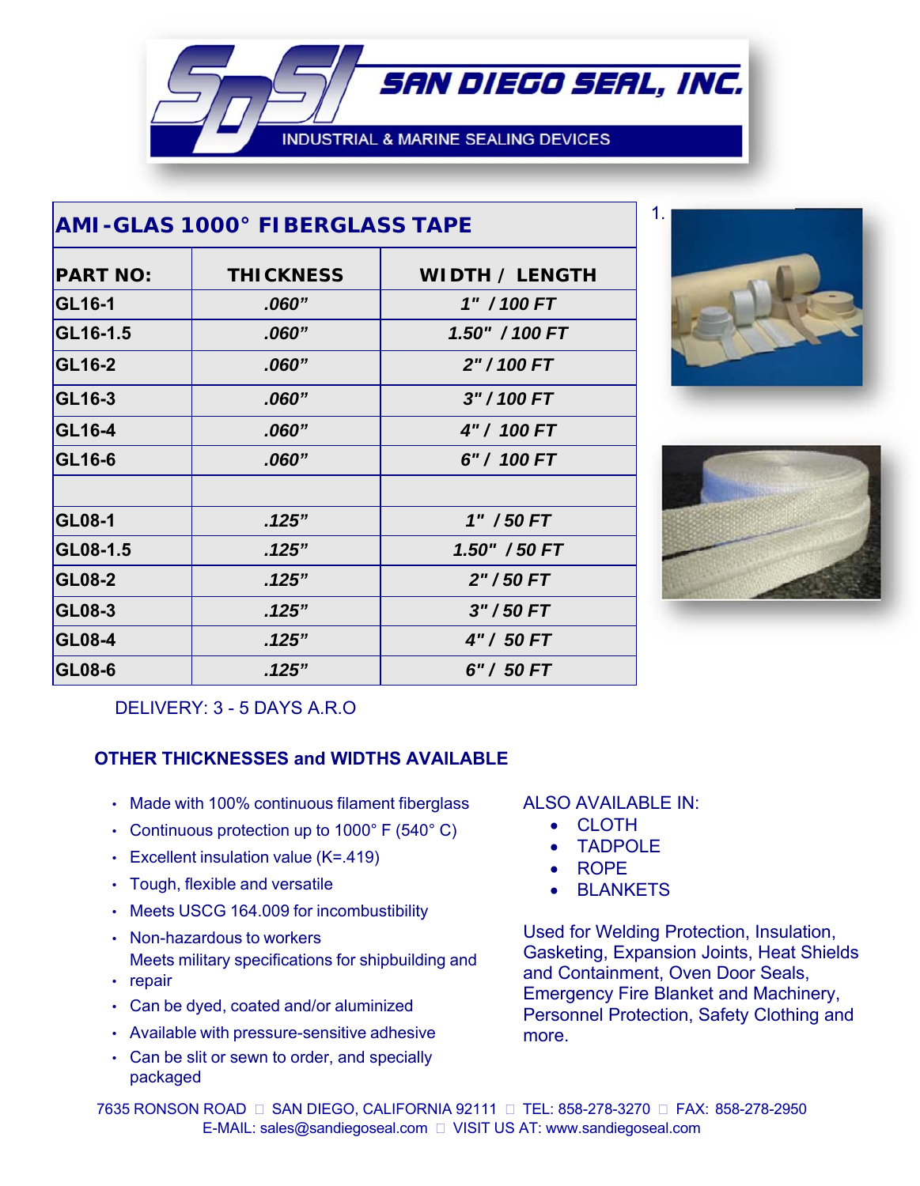# SAN DIEGO SEAL, INC.

INDUSTRIAL & MARINE SEALING DEVICES

## AMI-GLAS 1000° FIBERGLASS TAPE

| PART NO: | THICKNESS | WIDTH / LENGTH |
|---|---|---|
| GL16-1 | *.060"* | *1" / 100 FT* |
| GL16-1.5 | *.060"* | *1.50" / 100 FT* |
| GL16-2 | *.060"* | *2" / 100 FT* |
| GL16-3 | *.060"* | *3" / 100 FT* |
| GL16-4 | *.060"* | *4" / 100 FT* |
| GL16-6 | *.060"* | *6" / 100 FT* |
| | | |
| GL08-1 | *.125"* | *1" / 50 FT* |
| GL08-1.5 | *.125"* | *1.50" / 50 FT* |
| GL08-2 | *.125"* | *2" / 50 FT* |
| GL08-3 | *.125"* | *3" / 50 FT* |
| GL08-4 | *.125"* | *4" / 50 FT* |
| GL08-6 | *.125"* | *6" / 50 FT* |

1.

DELIVERY: 3 - 5 DAYS A.R.O

**OTHER THICKNESSES and WIDTHS AVAILABLE**

- Made with 100% continuous filament fiberglass
- Continuous protection up to 1000° F (540° C)
- Excellent insulation value (K=.419)
- Tough, flexible and versatile
- Meets USCG 164.009 for incombustibility
- Non-hazardous to workers
- Meets military specifications for shipbuilding and repair
- Can be dyed, coated and/or aluminized
- Available with pressure-sensitive adhesive
- Can be slit or sewn to order, and specially packaged

ALSO AVAILABLE IN:

- CLOTH
- TADPOLE
- ROPE
- BLANKETS

Used for Welding Protection, Insulation, Gasketing, Expansion Joints, Heat Shields and Containment, Oven Door Seals, Emergency Fire Blanket and Machinery, Personnel Protection, Safety Clothing and more.

7635 RONSON ROAD ▫ SAN DIEGO, CALIFORNIA 92111 ▫ TEL: 858-278-3270 ▫ FAX: 858-278-2950
E-MAIL: sales@sandiegoseal.com ▫ VISIT US AT: www.sandiegoseal.com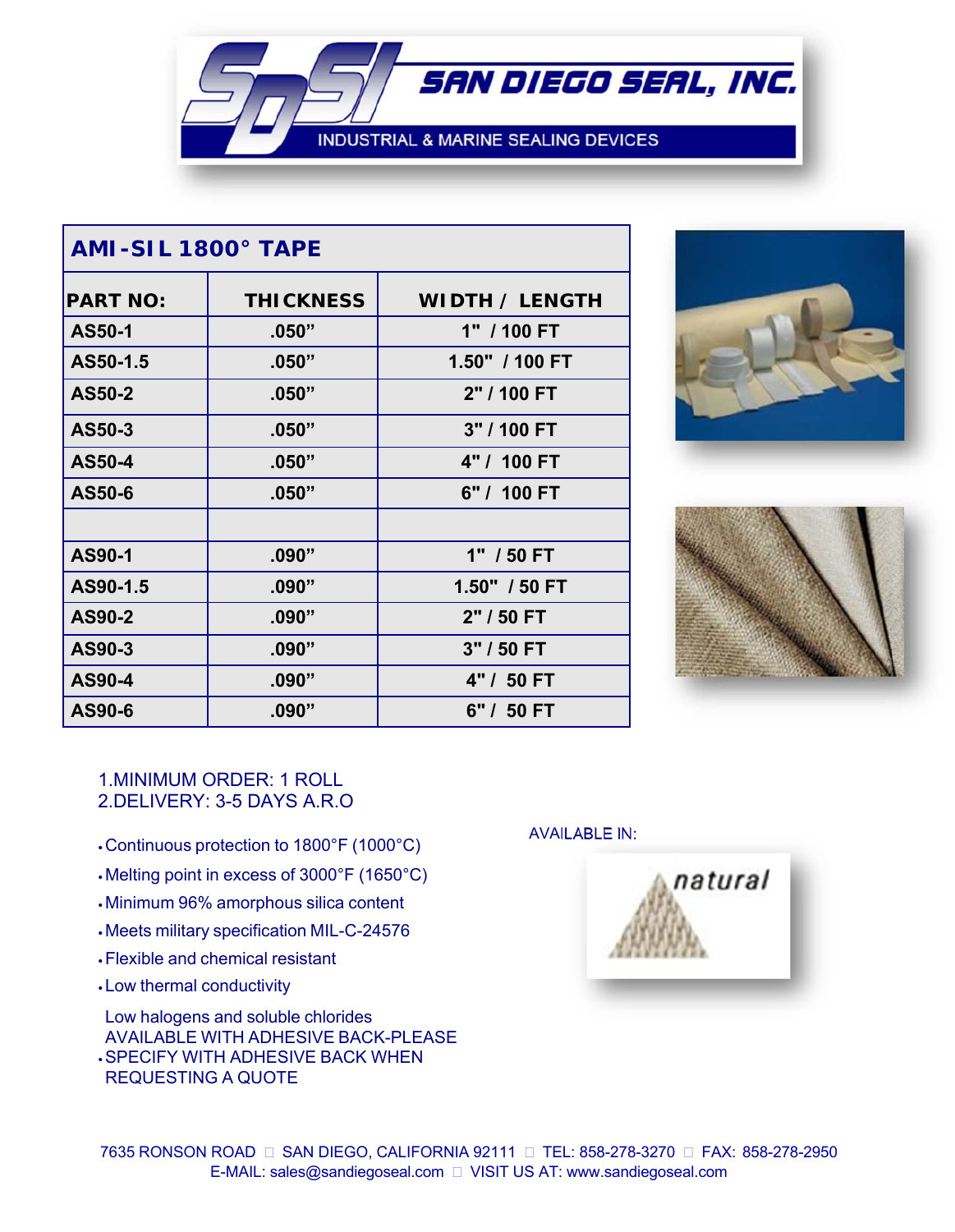SAN DIEGO SEAL, INC.

INDUSTRIAL & MARINE SEALING DEVICES

| AMI-SIL 1800° TAPE | | |
|---|---|---|
| **PART NO:** | **THICKNESS** | **WIDTH / LENGTH** |
| AS50-1 | .050" | 1" / 100 FT |
| AS50-1.5 | .050" | 1.50" / 100 FT |
| AS50-2 | .050" | 2" / 100 FT |
| AS50-3 | .050" | 3" / 100 FT |
| AS50-4 | .050" | 4" / 100 FT |
| AS50-6 | .050" | 6" / 100 FT |
| | | |
| AS90-1 | .090" | 1" / 50 FT |
| AS90-1.5 | .090" | 1.50" / 50 FT |
| AS90-2 | .090" | 2" / 50 FT |
| AS90-3 | .090" | 3" / 50 FT |
| AS90-4 | .090" | 4" / 50 FT |
| AS90-6 | .090" | 6" / 50 FT |

1. MINIMUM ORDER: 1 ROLL
2. DELIVERY: 3-5 DAYS A.R.O

- Continuous protection to 1800°F (1000°C)
- Melting point in excess of 3000°F (1650°C)
- Minimum 96% amorphous silica content
- Meets military specification MIL-C-24576
- Flexible and chemical resistant
- Low thermal conductivity
- Low halogens and soluble chlorides
- AVAILABLE WITH ADHESIVE BACK-PLEASE SPECIFY WITH ADHESIVE BACK WHEN REQUESTING A QUOTE

AVAILABLE IN:

natural

7635 RONSON ROAD □ SAN DIEGO, CALIFORNIA 92111 □ TEL: 858-278-3270 □ FAX: 858-278-2950
E-MAIL: sales@sandiegoseal.com □ VISIT US AT: www.sandiegoseal.com